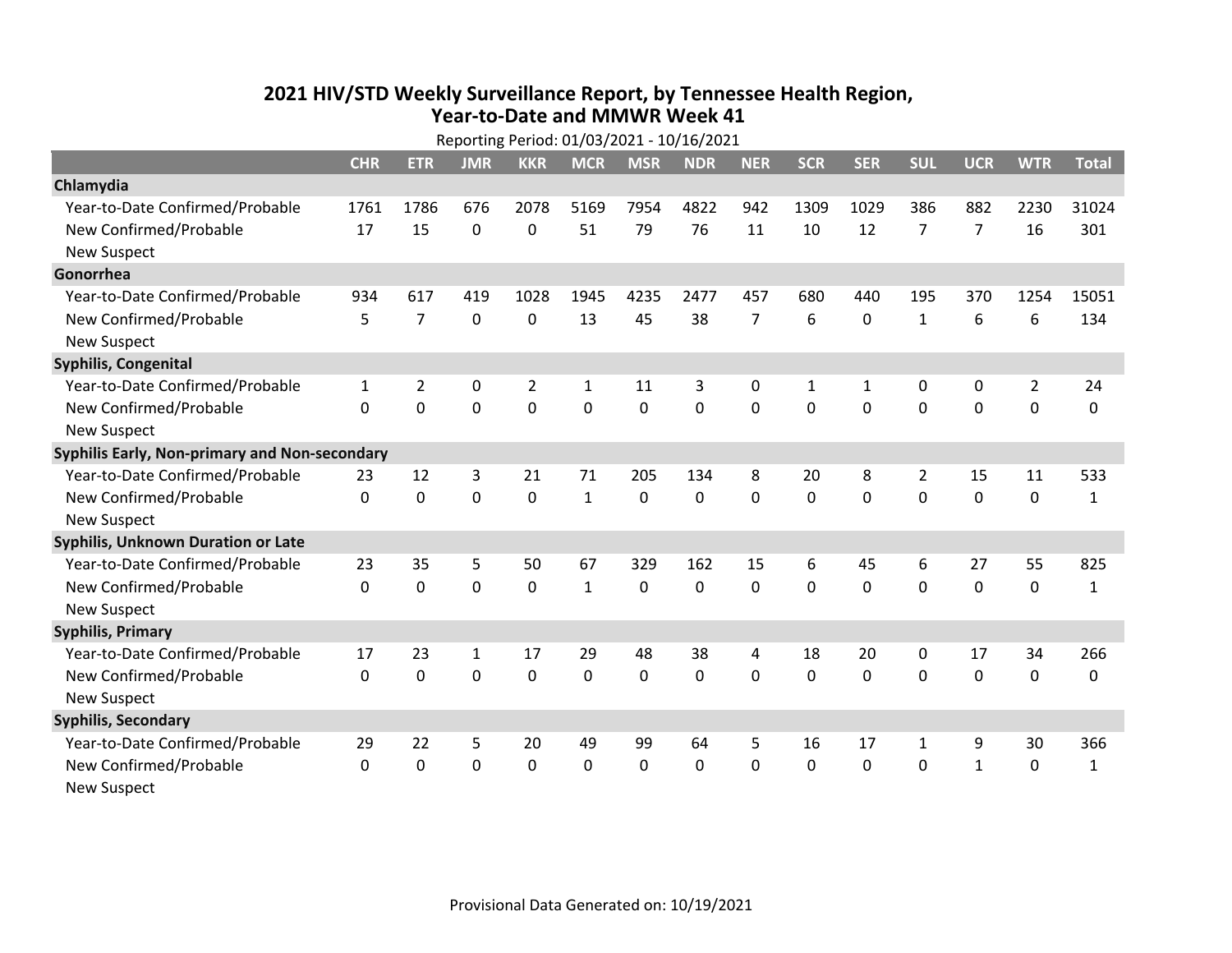# 2021 HIV/STD Weekly Surveillance Report, by Tennessee Health Region, Year-to-Date and MMWR Week 41

Reporting Period: 01/03/2021 - 10/16/2021

| | CHR | ETR | JMR | KKR | MCR | MSR | NDR | NER | SCR | SER | SUL | UCR | WTR | Total |
|---|---|---|---|---|---|---|---|---|---|---|---|---|---|---|
| **Chlamydia** | | | | | | | | | | | | | | |
| Year-to-Date Confirmed/Probable | 1761 | 1786 | 676 | 2078 | 5169 | 7954 | 4822 | 942 | 1309 | 1029 | 386 | 882 | 2230 | 31024 |
| New Confirmed/Probable | 17 | 15 | 0 | 0 | 51 | 79 | 76 | 11 | 10 | 12 | 7 | 7 | 16 | 301 |
| New Suspect | | | | | | | | | | | | | | |
| **Gonorrhea** | | | | | | | | | | | | | | |
| Year-to-Date Confirmed/Probable | 934 | 617 | 419 | 1028 | 1945 | 4235 | 2477 | 457 | 680 | 440 | 195 | 370 | 1254 | 15051 |
| New Confirmed/Probable | 5 | 7 | 0 | 0 | 13 | 45 | 38 | 7 | 6 | 0 | 1 | 6 | 6 | 134 |
| New Suspect | | | | | | | | | | | | | | |
| **Syphilis, Congenital** | | | | | | | | | | | | | | |
| Year-to-Date Confirmed/Probable | 1 | 2 | 0 | 2 | 1 | 11 | 3 | 0 | 1 | 1 | 0 | 0 | 2 | 24 |
| New Confirmed/Probable | 0 | 0 | 0 | 0 | 0 | 0 | 0 | 0 | 0 | 0 | 0 | 0 | 0 | 0 |
| New Suspect | | | | | | | | | | | | | | |
| **Syphilis Early, Non-primary and Non-secondary** | | | | | | | | | | | | | | |
| Year-to-Date Confirmed/Probable | 23 | 12 | 3 | 21 | 71 | 205 | 134 | 8 | 20 | 8 | 2 | 15 | 11 | 533 |
| New Confirmed/Probable | 0 | 0 | 0 | 0 | 1 | 0 | 0 | 0 | 0 | 0 | 0 | 0 | 0 | 1 |
| New Suspect | | | | | | | | | | | | | | |
| **Syphilis, Unknown Duration or Late** | | | | | | | | | | | | | | |
| Year-to-Date Confirmed/Probable | 23 | 35 | 5 | 50 | 67 | 329 | 162 | 15 | 6 | 45 | 6 | 27 | 55 | 825 |
| New Confirmed/Probable | 0 | 0 | 0 | 0 | 1 | 0 | 0 | 0 | 0 | 0 | 0 | 0 | 0 | 1 |
| New Suspect | | | | | | | | | | | | | | |
| **Syphilis, Primary** | | | | | | | | | | | | | | |
| Year-to-Date Confirmed/Probable | 17 | 23 | 1 | 17 | 29 | 48 | 38 | 4 | 18 | 20 | 0 | 17 | 34 | 266 |
| New Confirmed/Probable | 0 | 0 | 0 | 0 | 0 | 0 | 0 | 0 | 0 | 0 | 0 | 0 | 0 | 0 |
| New Suspect | | | | | | | | | | | | | | |
| **Syphilis, Secondary** | | | | | | | | | | | | | | |
| Year-to-Date Confirmed/Probable | 29 | 22 | 5 | 20 | 49 | 99 | 64 | 5 | 16 | 17 | 1 | 9 | 30 | 366 |
| New Confirmed/Probable | 0 | 0 | 0 | 0 | 0 | 0 | 0 | 0 | 0 | 0 | 0 | 1 | 0 | 1 |
| New Suspect | | | | | | | | | | | | | | |

Provisional Data Generated on: 10/19/2021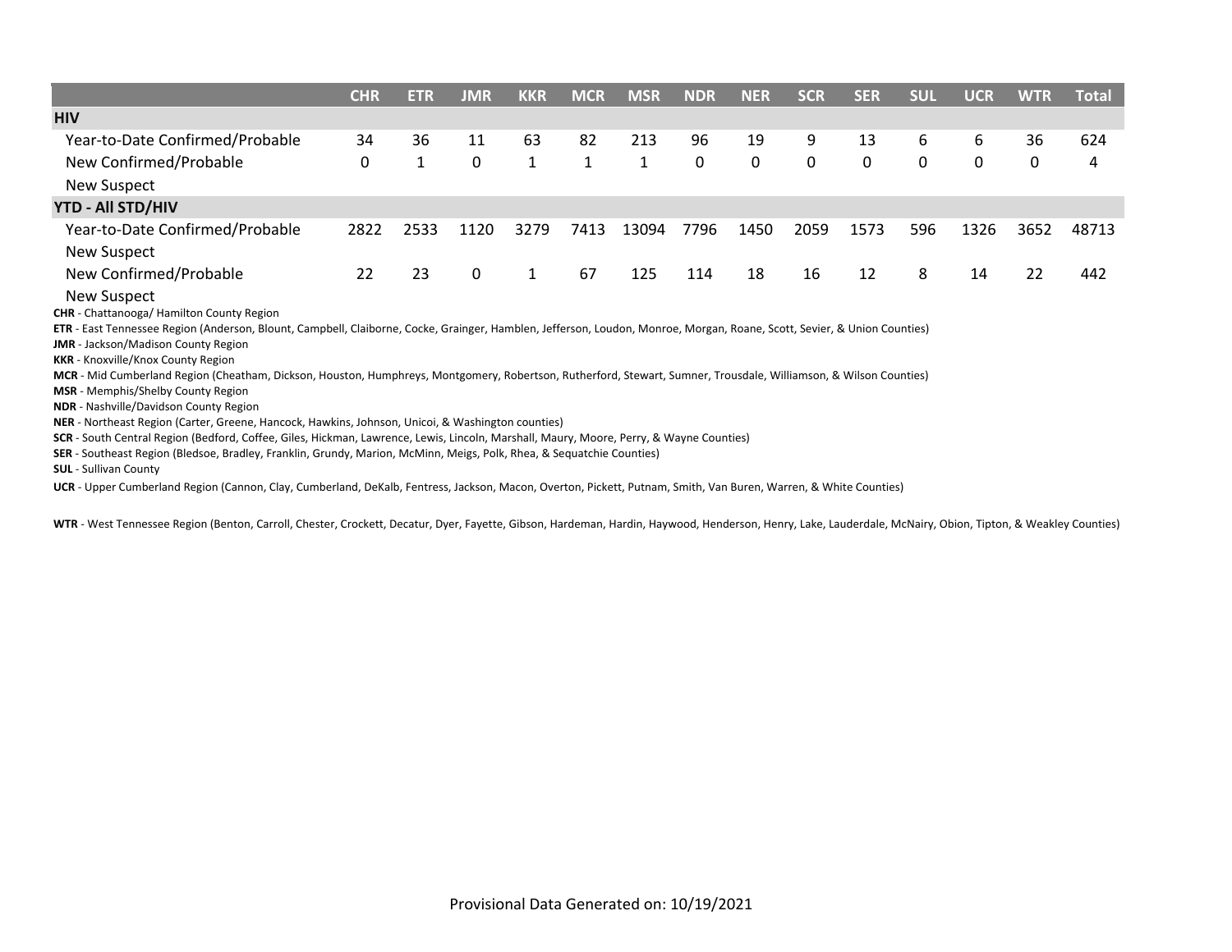| | CHR | ETR | JMR | KKR | MCR | MSR | NDR | NER | SCR | SER | SUL | UCR | WTR | Total |
|---|---|---|---|---|---|---|---|---|---|---|---|---|---|---|
| **HIV** | | | | | | | | | | | | | | |
| Year-to-Date Confirmed/Probable | 34 | 36 | 11 | 63 | 82 | 213 | 96 | 19 | 9 | 13 | 6 | 6 | 36 | 624 |
| New Confirmed/Probable | 0 | 1 | 0 | 1 | 1 | 1 | 0 | 0 | 0 | 0 | 0 | 0 | 0 | 4 |
| New Suspect | | | | | | | | | | | | | | |
| **YTD - All STD/HIV** | | | | | | | | | | | | | | |
| Year-to-Date Confirmed/Probable | 2822 | 2533 | 1120 | 3279 | 7413 | 13094 | 7796 | 1450 | 2059 | 1573 | 596 | 1326 | 3652 | 48713 |
| New Suspect | | | | | | | | | | | | | | |
| New Confirmed/Probable | 22 | 23 | 0 | 1 | 67 | 125 | 114 | 18 | 16 | 12 | 8 | 14 | 22 | 442 |
| New Suspect | | | | | | | | | | | | | | |

**CHR** - Chattanooga/ Hamilton County Region

**ETR** - East Tennessee Region (Anderson, Blount, Campbell, Claiborne, Cocke, Grainger, Hamblen, Jefferson, Loudon, Monroe, Morgan, Roane, Scott, Sevier, & Union Counties)

**JMR** - Jackson/Madison County Region

**KKR** - Knoxville/Knox County Region

**MCR** - Mid Cumberland Region (Cheatham, Dickson, Houston, Humphreys, Montgomery, Robertson, Rutherford, Stewart, Sumner, Trousdale, Williamson, & Wilson Counties)

**MSR** - Memphis/Shelby County Region

**NDR** - Nashville/Davidson County Region

**NER** - Northeast Region (Carter, Greene, Hancock, Hawkins, Johnson, Unicoi, & Washington counties)

**SCR** - South Central Region (Bedford, Coffee, Giles, Hickman, Lawrence, Lewis, Lincoln, Marshall, Maury, Moore, Perry, & Wayne Counties)

**SER** - Southeast Region (Bledsoe, Bradley, Franklin, Grundy, Marion, McMinn, Meigs, Polk, Rhea, & Sequatchie Counties)

**SUL** - Sullivan County

**UCR** - Upper Cumberland Region (Cannon, Clay, Cumberland, DeKalb, Fentress, Jackson, Macon, Overton, Pickett, Putnam, Smith, Van Buren, Warren, & White Counties)

**WTR** - West Tennessee Region (Benton, Carroll, Chester, Crockett, Decatur, Dyer, Fayette, Gibson, Hardeman, Hardin, Haywood, Henderson, Henry, Lake, Lauderdale, McNairy, Obion, Tipton, & Weakley Counties)

Provisional Data Generated on: 10/19/2021